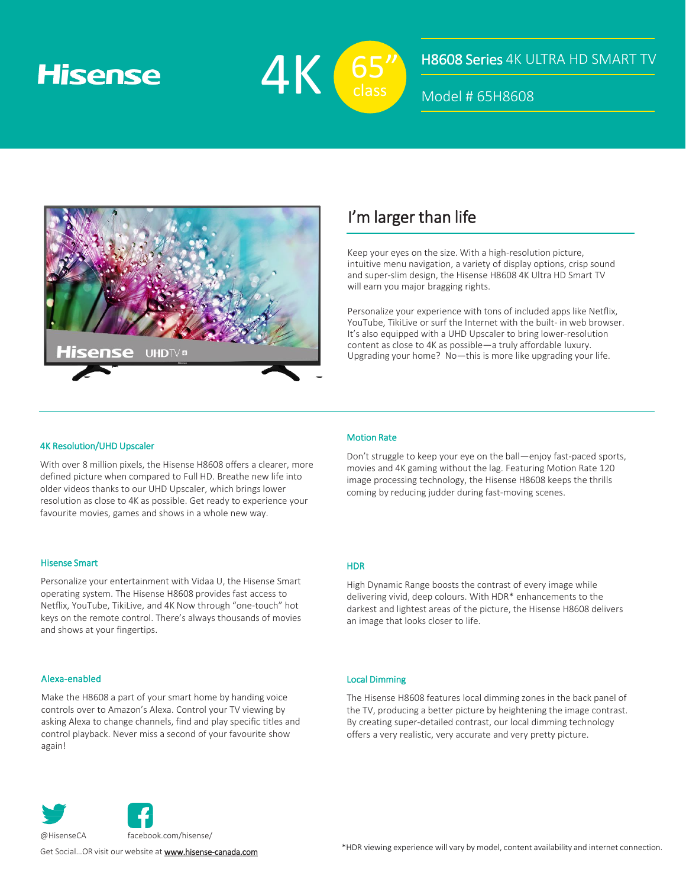Hisense

4K 65" class

# H8608 Series 4K ULTRA HD SMART TV

Model # 65H8608

## I'm larger than life

Keep your eyes on the size. With a high-resolution picture, intuitive menu navigation, a variety of display options, crisp sound and super-slim design, the Hisense H8608 4K Ultra HD Smart TV will earn you major bragging rights.

Personalize your experience with tons of included apps like Netflix, YouTube, TikiLive or surf the Internet with the built- in web browser. It's also equipped with a UHD Upscaler to bring lower-resolution content as close to 4K as possible—a truly affordable luxury. Upgrading your home? No—this is more like upgrading your life.

### 4K Resolution/UHD Upscaler

With over 8 million pixels, the Hisense H8608 offers a clearer, more defined picture when compared to Full HD. Breathe new life into older videos thanks to our UHD Upscaler, which brings lower resolution as close to 4K as possible. Get ready to experience your favourite movies, games and shows in a whole new way.

### Motion Rate

Don't struggle to keep your eye on the ball—enjoy fast-paced sports, movies and 4K gaming without the lag. Featuring Motion Rate 120 image processing technology, the Hisense H8608 keeps the thrills coming by reducing judder during fast-moving scenes.

### Hisense Smart

Personalize your entertainment with Vidaa U, the Hisense Smart operating system. The Hisense H8608 provides fast access to Netflix, YouTube, TikiLive, and 4K Now through "one-touch" hot keys on the remote control. There's always thousands of movies and shows at your fingertips.

### HDR

High Dynamic Range boosts the contrast of every image while delivering vivid, deep colours. With HDR* enhancements to the darkest and lightest areas of the picture, the Hisense H8608 delivers an image that looks closer to life.

### Alexa-enabled

Make the H8608 a part of your smart home by handing voice controls over to Amazon's Alexa. Control your TV viewing by asking Alexa to change channels, find and play specific titles and control playback. Never miss a second of your favourite show again!

### Local Dimming

The Hisense H8608 features local dimming zones in the back panel of the TV, producing a better picture by heightening the image contrast. By creating super-detailed contrast, our local dimming technology offers a very realistic, very accurate and very pretty picture.

@HisenseCA

facebook.com/hisense/

Get Social...OR visit our website at www.hisense-canada.com

*HDR viewing experience will vary by model, content availability and internet connection.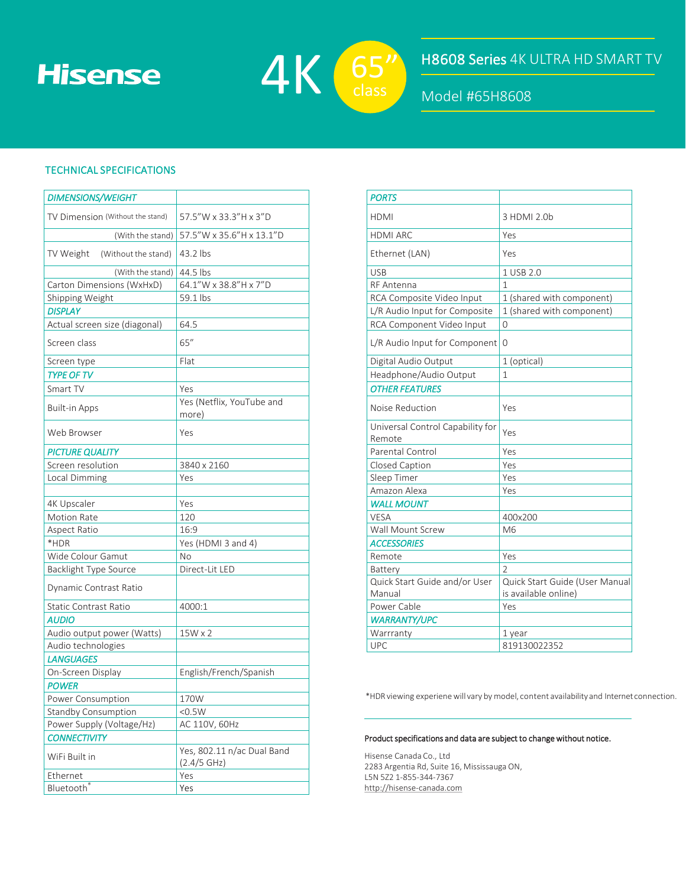Hisense

4K 65" class

## H8608 Series 4K ULTRA HD SMART TV

Model #65H8608

### TECHNICAL SPECIFICATIONS

| | |
|---|---|
| ***DIMENSIONS/WEIGHT*** | |
| TV Dimension (Without the stand) | 57.5"W x 33.3"H x 3"D |
| (With the stand) | 57.5"W x 35.6"H x 13.1"D |
| TV Weight (Without the stand) | 43.2 lbs |
| (With the stand) | 44.5 lbs |
| Carton Dimensions (WxHxD) | 64.1"W x 38.8"H x 7"D |
| Shipping Weight | 59.1 lbs |
| ***DISPLAY*** | |
| Actual screen size (diagonal) | 64.5 |
| Screen class | 65" |
| Screen type | Flat |
| ***TYPE OF TV*** | |
| Smart TV | Yes |
| Built-in Apps | Yes (Netflix, YouTube and more) |
| Web Browser | Yes |
| ***PICTURE QUALITY*** | |
| Screen resolution | 3840 x 2160 |
| Local Dimming | Yes |
| | |
| 4K Upscaler | Yes |
| Motion Rate | 120 |
| Aspect Ratio | 16:9 |
| *HDR | Yes (HDMI 3 and 4) |
| Wide Colour Gamut | No |
| Backlight Type Source | Direct-Lit LED |
| Dynamic Contrast Ratio | |
| Static Contrast Ratio | 4000:1 |
| ***AUDIO*** | |
| Audio output power (Watts) | 15W x 2 |
| Audio technologies | |
| ***LANGUAGES*** | |
| On-Screen Display | English/French/Spanish |
| ***POWER*** | |
| Power Consumption | 170W |
| Standby Consumption | <0.5W |
| Power Supply (Voltage/Hz) | AC 110V, 60Hz |
| ***CONNECTIVITY*** | |
| WiFi Built in | Yes, 802.11 n/ac Dual Band (2.4/5 GHz) |
| Ethernet | Yes |
| Bluetooth® | Yes |

| | |
|---|---|
| ***PORTS*** | |
| HDMI | 3 HDMI 2.0b |
| HDMI ARC | Yes |
| Ethernet (LAN) | Yes |
| USB | 1 USB 2.0 |
| RF Antenna | 1 |
| RCA Composite Video Input | 1 (shared with component) |
| L/R Audio Input for Composite | 1 (shared with component) |
| RCA Component Video Input | 0 |
| L/R Audio Input for Component | 0 |
| Digital Audio Output | 1 (optical) |
| Headphone/Audio Output | 1 |
| ***OTHER FEATURES*** | |
| Noise Reduction | Yes |
| Universal Control Capability for Remote | Yes |
| Parental Control | Yes |
| Closed Caption | Yes |
| Sleep Timer | Yes |
| Amazon Alexa | Yes |
| ***WALL MOUNT*** | |
| VESA | 400x200 |
| Wall Mount Screw | M6 |
| ***ACCESSORIES*** | |
| Remote | Yes |
| Battery | 2 |
| Quick Start Guide and/or User Manual | Quick Start Guide (User Manual is available online) |
| Power Cable | Yes |
| ***WARRANTY/UPC*** | |
| Warrranty | 1 year |
| UPC | 819130022352 |

*HDR viewing experiene will vary by model, content availability and Internet connection.

**Product specifications and data are subject to change without notice.**

Hisense Canada Co., Ltd
2283 Argentia Rd, Suite 16, Mississauga ON,
L5N 5Z2 1-855-344-7367
http://hisense-canada.com